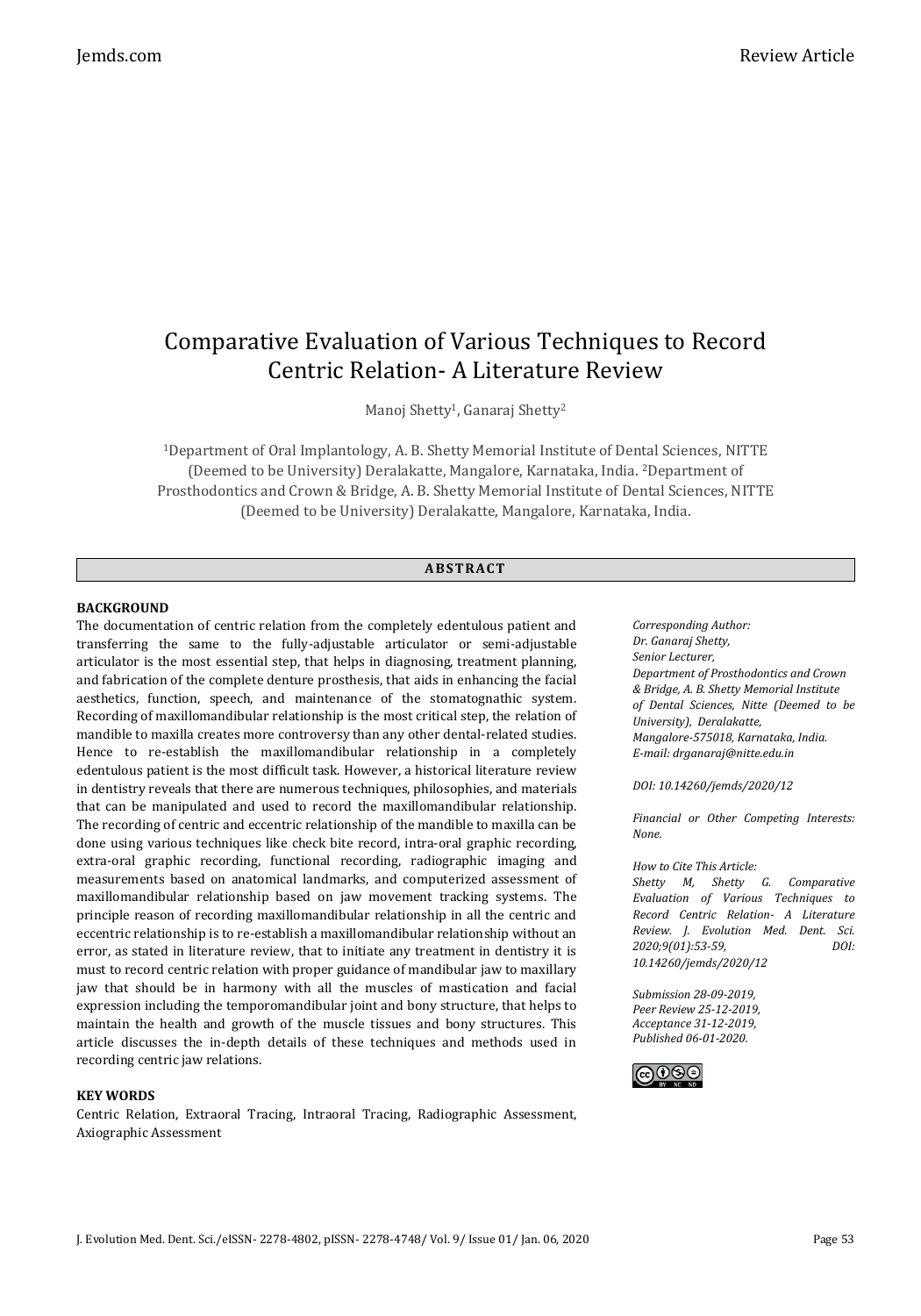# Comparative Evaluation of Various Techniques to Record Centric Relation- A Literature Review

Manoj Shetty[1], Ganaraj Shetty[2]

[1]Department of Oral Implantology, A. B. Shetty Memorial Institute of Dental Sciences, NITTE (Deemed to be University) Deralakatte, Mangalore, Karnataka, India. [2]Department of Prosthodontics and Crown & Bridge, A. B. Shetty Memorial Institute of Dental Sciences, NITTE (Deemed to be University) Deralakatte, Mangalore, Karnataka, India.

## ABSTRACT

### BACKGROUND

The documentation of centric relation from the completely edentulous patient and transferring the same to the fully-adjustable articulator or semi-adjustable articulator is the most essential step, that helps in diagnosing, treatment planning, and fabrication of the complete denture prosthesis, that aids in enhancing the facial aesthetics, function, speech, and maintenance of the stomatognathic system. Recording of maxillomandibular relationship is the most critical step, the relation of mandible to maxilla creates more controversy than any other dental-related studies. Hence to re-establish the maxillomandibular relationship in a completely edentulous patient is the most difficult task. However, a historical literature review in dentistry reveals that there are numerous techniques, philosophies, and materials that can be manipulated and used to record the maxillomandibular relationship. The recording of centric and eccentric relationship of the mandible to maxilla can be done using various techniques like check bite record, intra-oral graphic recording, extra-oral graphic recording, functional recording, radiographic imaging and measurements based on anatomical landmarks, and computerized assessment of maxillomandibular relationship based on jaw movement tracking systems. The principle reason of recording maxillomandibular relationship in all the centric and eccentric relationship is to re-establish a maxillomandibular relationship without an error, as stated in literature review, that to initiate any treatment in dentistry it is must to record centric relation with proper guidance of mandibular jaw to maxillary jaw that should be in harmony with all the muscles of mastication and facial expression including the temporomandibular joint and bony structure, that helps to maintain the health and growth of the muscle tissues and bony structures. This article discusses the in-depth details of these techniques and methods used in recording centric jaw relations.

### KEY WORDS

Centric Relation, Extraoral Tracing, Intraoral Tracing, Radiographic Assessment, Axiographic Assessment

*Corresponding Author:*
*Dr. Ganaraj Shetty,*
*Senior Lecturer,*
*Department of Prosthodontics and Crown & Bridge, A. B. Shetty Memorial Institute of Dental Sciences, Nitte (Deemed to be University), Deralakatte, Mangalore-575018, Karnataka, India.*
*E-mail: drganaraj@nitte.edu.in*

*DOI: 10.14260/jemds/2020/12*

*Financial or Other Competing Interests: None.*

*How to Cite This Article:*
*Shetty M, Shetty G. Comparative Evaluation of Various Techniques to Record Centric Relation- A Literature Review. J. Evolution Med. Dent. Sci. 2020;9(01):53-59, DOI: 10.14260/jemds/2020/12*

*Submission 28-09-2019,*
*Peer Review 25-12-2019,*
*Acceptance 31-12-2019,*
*Published 06-01-2020.*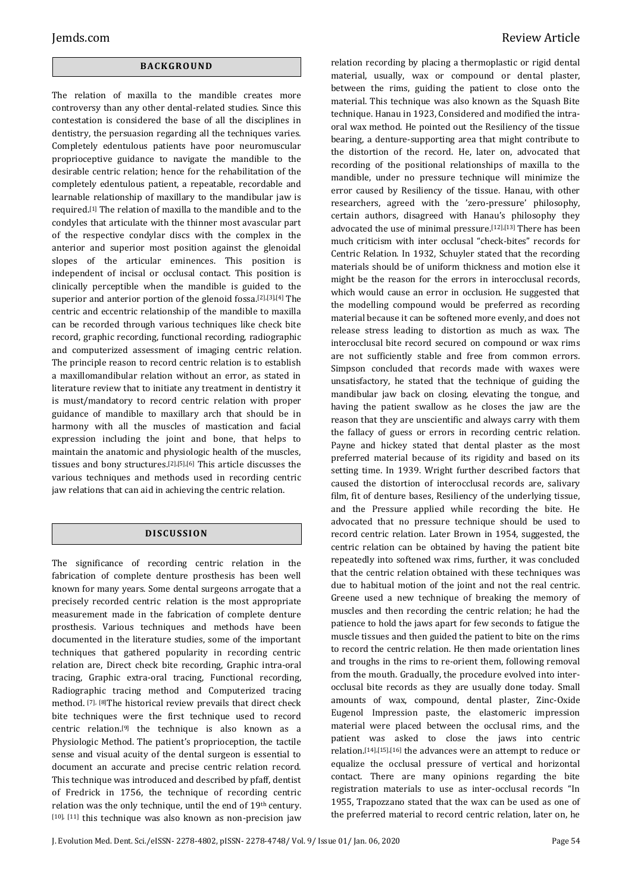## BACKGROUND

The relation of maxilla to the mandible creates more controversy than any other dental-related studies. Since this contestation is considered the base of all the disciplines in dentistry, the persuasion regarding all the techniques varies. Completely edentulous patients have poor neuromuscular proprioceptive guidance to navigate the mandible to the desirable centric relation; hence for the rehabilitation of the completely edentulous patient, a repeatable, recordable and learnable relationship of maxillary to the mandibular jaw is required.[1] The relation of maxilla to the mandible and to the condyles that articulate with the thinner most avascular part of the respective condylar discs with the complex in the anterior and superior most position against the glenoidal slopes of the articular eminences. This position is independent of incisal or occlusal contact. This position is clinically perceptible when the mandible is guided to the superior and anterior portion of the glenoid fossa.[2],[3],[4] The centric and eccentric relationship of the mandible to maxilla can be recorded through various techniques like check bite record, graphic recording, functional recording, radiographic and computerized assessment of imaging centric relation. The principle reason to record centric relation is to establish a maxillomandibular relation without an error, as stated in literature review that to initiate any treatment in dentistry it is must/mandatory to record centric relation with proper guidance of mandible to maxillary arch that should be in harmony with all the muscles of mastication and facial expression including the joint and bone, that helps to maintain the anatomic and physiologic health of the muscles, tissues and bony structures.[2],[5],[6] This article discusses the various techniques and methods used in recording centric jaw relations that can aid in achieving the centric relation.

## DISCUSSION

The significance of recording centric relation in the fabrication of complete denture prosthesis has been well known for many years. Some dental surgeons arrogate that a precisely recorded centric relation is the most appropriate measurement made in the fabrication of complete denture prosthesis. Various techniques and methods have been documented in the literature studies, some of the important techniques that gathered popularity in recording centric relation are, Direct check bite recording, Graphic intra-oral tracing, Graphic extra-oral tracing, Functional recording, Radiographic tracing method and Computerized tracing method. [7], [8]The historical review prevails that direct check bite techniques were the first technique used to record centric relation.[9] the technique is also known as a Physiologic Method. The patient's proprioception, the tactile sense and visual acuity of the dental surgeon is essential to document an accurate and precise centric relation record. This technique was introduced and described by pfaff, dentist of Fredrick in 1756, the technique of recording centric relation was the only technique, until the end of 19th century. [10], [11] this technique was also known as non-precision jaw relation recording by placing a thermoplastic or rigid dental material, usually, wax or compound or dental plaster, between the rims, guiding the patient to close onto the material. This technique was also known as the Squash Bite technique. Hanau in 1923, Considered and modified the intra-oral wax method. He pointed out the Resiliency of the tissue bearing, a denture-supporting area that might contribute to the distortion of the record. He, later on, advocated that recording of the positional relationships of maxilla to the mandible, under no pressure technique will minimize the error caused by Resiliency of the tissue. Hanau, with other researchers, agreed with the 'zero-pressure' philosophy, certain authors, disagreed with Hanau's philosophy they advocated the use of minimal pressure.[12],[13] There has been much criticism with inter occlusal "check-bites" records for Centric Relation. In 1932, Schuyler stated that the recording materials should be of uniform thickness and motion else it might be the reason for the errors in interocclusal records, which would cause an error in occlusion. He suggested that the modelling compound would be preferred as recording material because it can be softened more evenly, and does not release stress leading to distortion as much as wax. The interocclusal bite record secured on compound or wax rims are not sufficiently stable and free from common errors. Simpson concluded that records made with waxes were unsatisfactory, he stated that the technique of guiding the mandibular jaw back on closing, elevating the tongue, and having the patient swallow as he closes the jaw are the reason that they are unscientific and always carry with them the fallacy of guess or errors in recording centric relation. Payne and hickey stated that dental plaster as the most preferred material because of its rigidity and based on its setting time. In 1939. Wright further described factors that caused the distortion of interocclusal records are, salivary film, fit of denture bases, Resiliency of the underlying tissue, and the Pressure applied while recording the bite. He advocated that no pressure technique should be used to record centric relation. Later Brown in 1954, suggested, the centric relation can be obtained by having the patient bite repeatedly into softened wax rims, further, it was concluded that the centric relation obtained with these techniques was due to habitual motion of the joint and not the real centric. Greene used a new technique of breaking the memory of muscles and then recording the centric relation; he had the patience to hold the jaws apart for few seconds to fatigue the muscle tissues and then guided the patient to bite on the rims to record the centric relation. He then made orientation lines and troughs in the rims to re-orient them, following removal from the mouth. Gradually, the procedure evolved into inter-occlusal bite records as they are usually done today. Small amounts of wax, compound, dental plaster, Zinc-Oxide Eugenol Impression paste, the elastomeric impression material were placed between the occlusal rims, and the patient was asked to close the jaws into centric relation.[14],[15],[16] the advances were an attempt to reduce or equalize the occlusal pressure of vertical and horizontal contact. There are many opinions regarding the bite registration materials to use as inter-occlusal records "In 1955, Trapozzano stated that the wax can be used as one of the preferred material to record centric relation, later on, he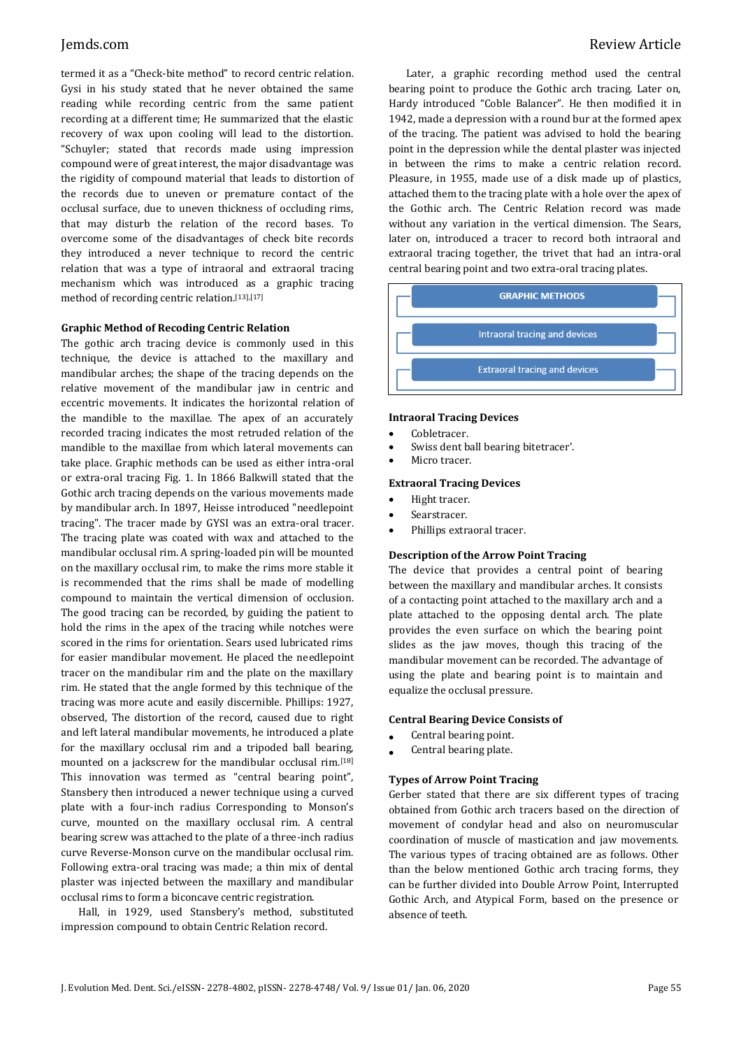termed it as a "Check-bite method" to record centric relation. Gysi in his study stated that he never obtained the same reading while recording centric from the same patient recording at a different time; He summarized that the elastic recovery of wax upon cooling will lead to the distortion. "Schuyler; stated that records made using impression compound were of great interest, the major disadvantage was the rigidity of compound material that leads to distortion of the records due to uneven or premature contact of the occlusal surface, due to uneven thickness of occluding rims, that may disturb the relation of the record bases. To overcome some of the disadvantages of check bite records they introduced a never technique to record the centric relation that was a type of intraoral and extraoral tracing mechanism which was introduced as a graphic tracing method of recording centric relation.[13],[17]

### Graphic Method of Recoding Centric Relation

The gothic arch tracing device is commonly used in this technique, the device is attached to the maxillary and mandibular arches; the shape of the tracing depends on the relative movement of the mandibular jaw in centric and eccentric movements. It indicates the horizontal relation of the mandible to the maxillae. The apex of an accurately recorded tracing indicates the most retruded relation of the mandible to the maxillae from which lateral movements can take place. Graphic methods can be used as either intra-oral or extra-oral tracing Fig. 1. In 1866 Balkwill stated that the Gothic arch tracing depends on the various movements made by mandibular arch. In 1897, Heisse introduced "needlepoint tracing". The tracer made by GYSI was an extra-oral tracer. The tracing plate was coated with wax and attached to the mandibular occlusal rim. A spring-loaded pin will be mounted on the maxillary occlusal rim, to make the rims more stable it is recommended that the rims shall be made of modelling compound to maintain the vertical dimension of occlusion. The good tracing can be recorded, by guiding the patient to hold the rims in the apex of the tracing while notches were scored in the rims for orientation. Sears used lubricated rims for easier mandibular movement. He placed the needlepoint tracer on the mandibular rim and the plate on the maxillary rim. He stated that the angle formed by this technique of the tracing was more acute and easily discernible. Phillips: 1927, observed, The distortion of the record, caused due to right and left lateral mandibular movements, he introduced a plate for the maxillary occlusal rim and a tripoded ball bearing, mounted on a jackscrew for the mandibular occlusal rim.[18] This innovation was termed as "central bearing point", Stansbery then introduced a newer technique using a curved plate with a four-inch radius Corresponding to Monson's curve, mounted on the maxillary occlusal rim. A central bearing screw was attached to the plate of a three-inch radius curve Reverse-Monson curve on the mandibular occlusal rim. Following extra-oral tracing was made; a thin mix of dental plaster was injected between the maxillary and mandibular occlusal rims to form a biconcave centric registration.

Hall, in 1929, used Stansbery's method, substituted impression compound to obtain Centric Relation record.

Later, a graphic recording method used the central bearing point to produce the Gothic arch tracing. Later on, Hardy introduced "Coble Balancer". He then modified it in 1942, made a depression with a round bur at the formed apex of the tracing. The patient was advised to hold the bearing point in the depression while the dental plaster was injected in between the rims to make a centric relation record. Pleasure, in 1955, made use of a disk made up of plastics, attached them to the tracing plate with a hole over the apex of the Gothic arch. The Centric Relation record was made without any variation in the vertical dimension. The Sears, later on, introduced a tracer to record both intraoral and extraoral tracing together, the trivet that had an intra-oral central bearing point and two extra-oral tracing plates.

GRAPHIC METHODS

- Intraoral tracing and devices
- Extraoral tracing and devices

### Intraoral Tracing Devices

- Cobletracer.
- Swiss dent ball bearing bitetracer'.
- Micro tracer.

### Extraoral Tracing Devices

- Hight tracer.
- Searstracer.
- Phillips extraoral tracer.

### Description of the Arrow Point Tracing

The device that provides a central point of bearing between the maxillary and mandibular arches. It consists of a contacting point attached to the maxillary arch and a plate attached to the opposing dental arch. The plate provides the even surface on which the bearing point slides as the jaw moves, though this tracing of the mandibular movement can be recorded. The advantage of using the plate and bearing point is to maintain and equalize the occlusal pressure.

### Central Bearing Device Consists of

- Central bearing point.
- Central bearing plate.

### Types of Arrow Point Tracing

Gerber stated that there are six different types of tracing obtained from Gothic arch tracers based on the direction of movement of condylar head and also on neuromuscular coordination of muscle of mastication and jaw movements. The various types of tracing obtained are as follows. Other than the below mentioned Gothic arch tracing forms, they can be further divided into Double Arrow Point, Interrupted Gothic Arch, and Atypical Form, based on the presence or absence of teeth.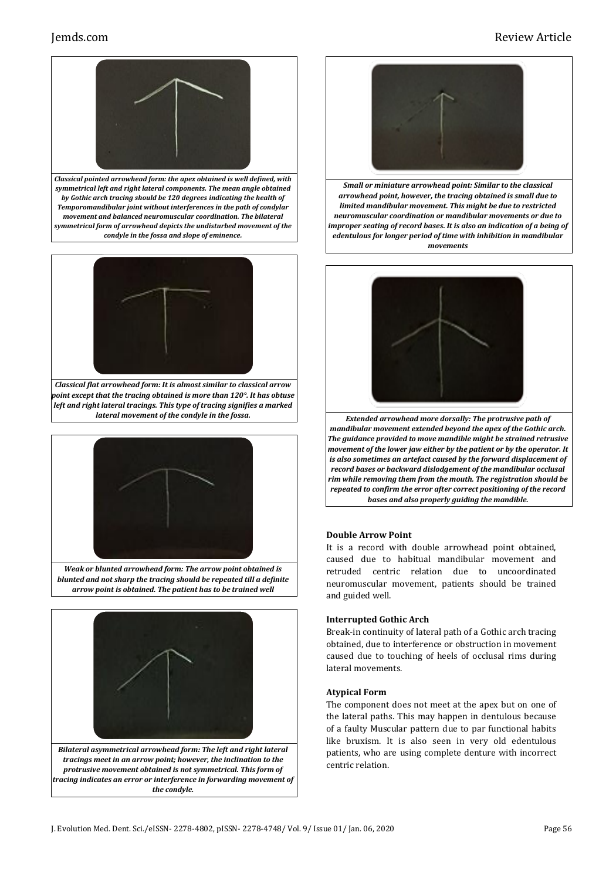***Classical pointed arrowhead form: the apex obtained is well defined, with symmetrical left and right lateral components. The mean angle obtained by Gothic arch tracing should be 120 degrees indicating the health of Temporomandibular joint without interferences in the path of condylar movement and balanced neuromuscular coordination. The bilateral symmetrical form of arrowhead depicts the undisturbed movement of the condyle in the fossa and slope of eminence.***

***Classical flat arrowhead form: It is almost similar to classical arrow point except that the tracing obtained is more than 120°. It has obtuse left and right lateral tracings. This type of tracing signifies a marked lateral movement of the condyle in the fossa.***

***Weak or blunted arrowhead form: The arrow point obtained is blunted and not sharp the tracing should be repeated till a definite arrow point is obtained. The patient has to be trained well***

***Bilateral asymmetrical arrowhead form: The left and right lateral tracings meet in an arrow point; however, the inclination to the protrusive movement obtained is not symmetrical. This form of tracing indicates an error or interference in forwarding movement of the condyle.***

***Small or miniature arrowhead point: Similar to the classical arrowhead point, however, the tracing obtained is small due to limited mandibular movement. This might be due to restricted neuromuscular coordination or mandibular movements or due to improper seating of record bases. It is also an indication of a being of edentulous for longer period of time with inhibition in mandibular movements***

***Extended arrowhead more dorsally: The protrusive path of mandibular movement extended beyond the apex of the Gothic arch. The guidance provided to move mandible might be strained retrusive movement of the lower jaw either by the patient or by the operator. It is also sometimes an artefact caused by the forward displacement of record bases or backward dislodgement of the mandibular occlusal rim while removing them from the mouth. The registration should be repeated to confirm the error after correct positioning of the record bases and also properly guiding the mandible.***

### Double Arrow Point

It is a record with double arrowhead point obtained, caused due to habitual mandibular movement and retruded centric relation due to uncoordinated neuromuscular movement, patients should be trained and guided well.

### Interrupted Gothic Arch

Break-in continuity of lateral path of a Gothic arch tracing obtained, due to interference or obstruction in movement caused due to touching of heels of occlusal rims during lateral movements.

### Atypical Form

The component does not meet at the apex but on one of the lateral paths. This may happen in dentulous because of a faulty Muscular pattern due to par functional habits like bruxism. It is also seen in very old edentulous patients, who are using complete denture with incorrect centric relation.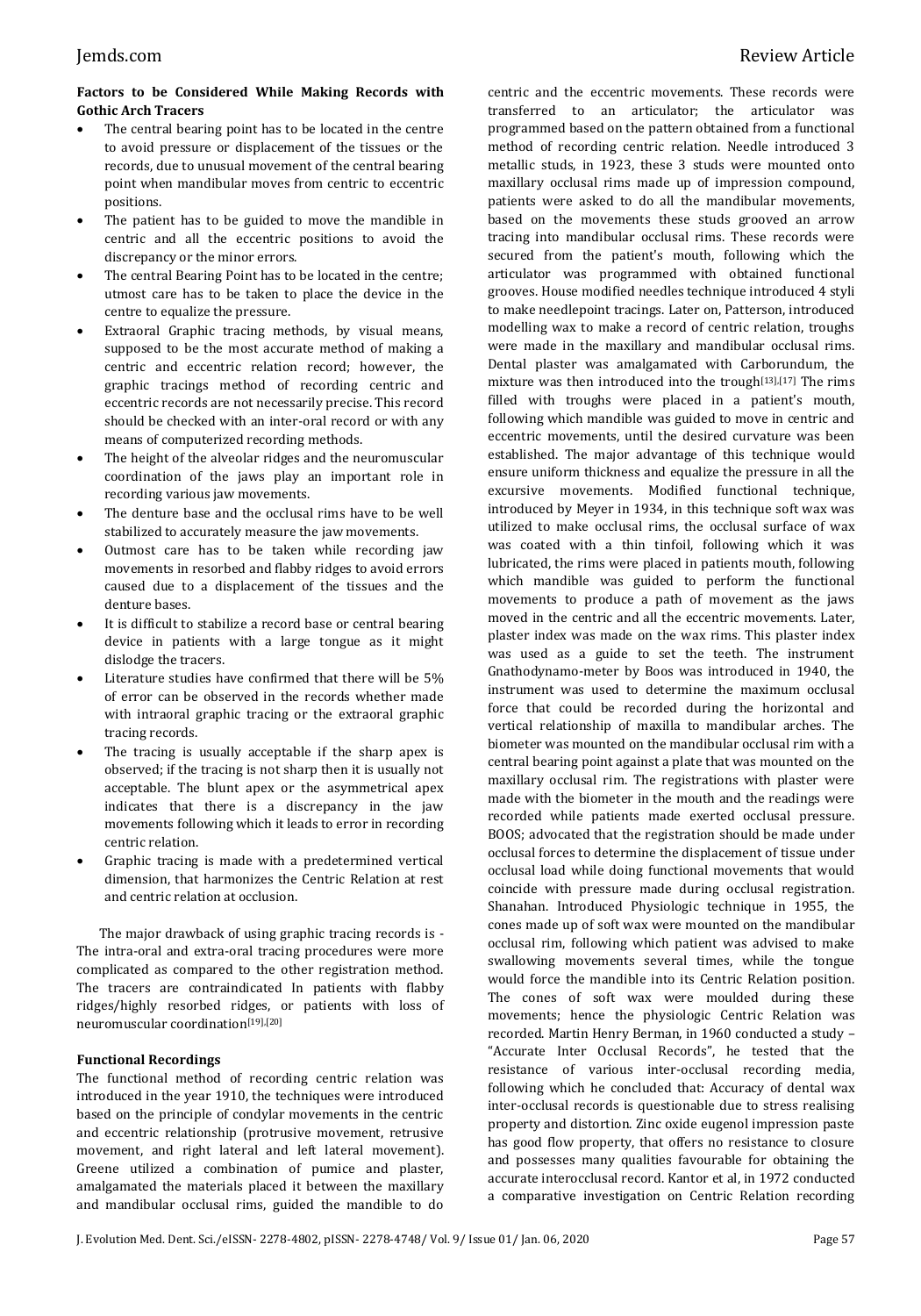**Factors to be Considered While Making Records with Gothic Arch Tracers**

- The central bearing point has to be located in the centre to avoid pressure or displacement of the tissues or the records, due to unusual movement of the central bearing point when mandibular moves from centric to eccentric positions.
- The patient has to be guided to move the mandible in centric and all the eccentric positions to avoid the discrepancy or the minor errors.
- The central Bearing Point has to be located in the centre; utmost care has to be taken to place the device in the centre to equalize the pressure.
- Extraoral Graphic tracing methods, by visual means, supposed to be the most accurate method of making a centric and eccentric relation record; however, the graphic tracings method of recording centric and eccentric records are not necessarily precise. This record should be checked with an inter-oral record or with any means of computerized recording methods.
- The height of the alveolar ridges and the neuromuscular coordination of the jaws play an important role in recording various jaw movements.
- The denture base and the occlusal rims have to be well stabilized to accurately measure the jaw movements.
- Outmost care has to be taken while recording jaw movements in resorbed and flabby ridges to avoid errors caused due to a displacement of the tissues and the denture bases.
- It is difficult to stabilize a record base or central bearing device in patients with a large tongue as it might dislodge the tracers.
- Literature studies have confirmed that there will be 5% of error can be observed in the records whether made with intraoral graphic tracing or the extraoral graphic tracing records.
- The tracing is usually acceptable if the sharp apex is observed; if the tracing is not sharp then it is usually not acceptable. The blunt apex or the asymmetrical apex indicates that there is a discrepancy in the jaw movements following which it leads to error in recording centric relation.
- Graphic tracing is made with a predetermined vertical dimension, that harmonizes the Centric Relation at rest and centric relation at occlusion.

The major drawback of using graphic tracing records is - The intra-oral and extra-oral tracing procedures were more complicated as compared to the other registration method. The tracers are contraindicated In patients with flabby ridges/highly resorbed ridges, or patients with loss of neuromuscular coordination[19],[20]

**Functional Recordings**

The functional method of recording centric relation was introduced in the year 1910, the techniques were introduced based on the principle of condylar movements in the centric and eccentric relationship (protrusive movement, retrusive movement, and right lateral and left lateral movement). Greene utilized a combination of pumice and plaster, amalgamated the materials placed it between the maxillary and mandibular occlusal rims, guided the mandible to do centric and the eccentric movements. These records were transferred to an articulator; the articulator was programmed based on the pattern obtained from a functional method of recording centric relation. Needle introduced 3 metallic studs, in 1923, these 3 studs were mounted onto maxillary occlusal rims made up of impression compound, patients were asked to do all the mandibular movements, based on the movements these studs grooved an arrow tracing into mandibular occlusal rims. These records were secured from the patient's mouth, following which the articulator was programmed with obtained functional grooves. House modified needles technique introduced 4 styli to make needlepoint tracings. Later on, Patterson, introduced modelling wax to make a record of centric relation, troughs were made in the maxillary and mandibular occlusal rims. Dental plaster was amalgamated with Carborundum, the mixture was then introduced into the trough[13],[17] The rims filled with troughs were placed in a patient's mouth, following which mandible was guided to move in centric and eccentric movements, until the desired curvature was been established. The major advantage of this technique would ensure uniform thickness and equalize the pressure in all the excursive movements. Modified functional technique, introduced by Meyer in 1934, in this technique soft wax was utilized to make occlusal rims, the occlusal surface of wax was coated with a thin tinfoil, following which it was lubricated, the rims were placed in patients mouth, following which mandible was guided to perform the functional movements to produce a path of movement as the jaws moved in the centric and all the eccentric movements. Later, plaster index was made on the wax rims. This plaster index was used as a guide to set the teeth. The instrument Gnathodynamo-meter by Boos was introduced in 1940, the instrument was used to determine the maximum occlusal force that could be recorded during the horizontal and vertical relationship of maxilla to mandibular arches. The biometer was mounted on the mandibular occlusal rim with a central bearing point against a plate that was mounted on the maxillary occlusal rim. The registrations with plaster were made with the biometer in the mouth and the readings were recorded while patients made exerted occlusal pressure. BOOS; advocated that the registration should be made under occlusal forces to determine the displacement of tissue under occlusal load while doing functional movements that would coincide with pressure made during occlusal registration. Shanahan. Introduced Physiologic technique in 1955, the cones made up of soft wax were mounted on the mandibular occlusal rim, following which patient was advised to make swallowing movements several times, while the tongue would force the mandible into its Centric Relation position. The cones of soft wax were moulded during these movements; hence the physiologic Centric Relation was recorded. Martin Henry Berman, in 1960 conducted a study – "Accurate Inter Occlusal Records", he tested that the resistance of various inter-occlusal recording media, following which he concluded that: Accuracy of dental wax inter-occlusal records is questionable due to stress realising property and distortion. Zinc oxide eugenol impression paste has good flow property, that offers no resistance to closure and possesses many qualities favourable for obtaining the accurate interocclusal record. Kantor et al, in 1972 conducted a comparative investigation on Centric Relation recording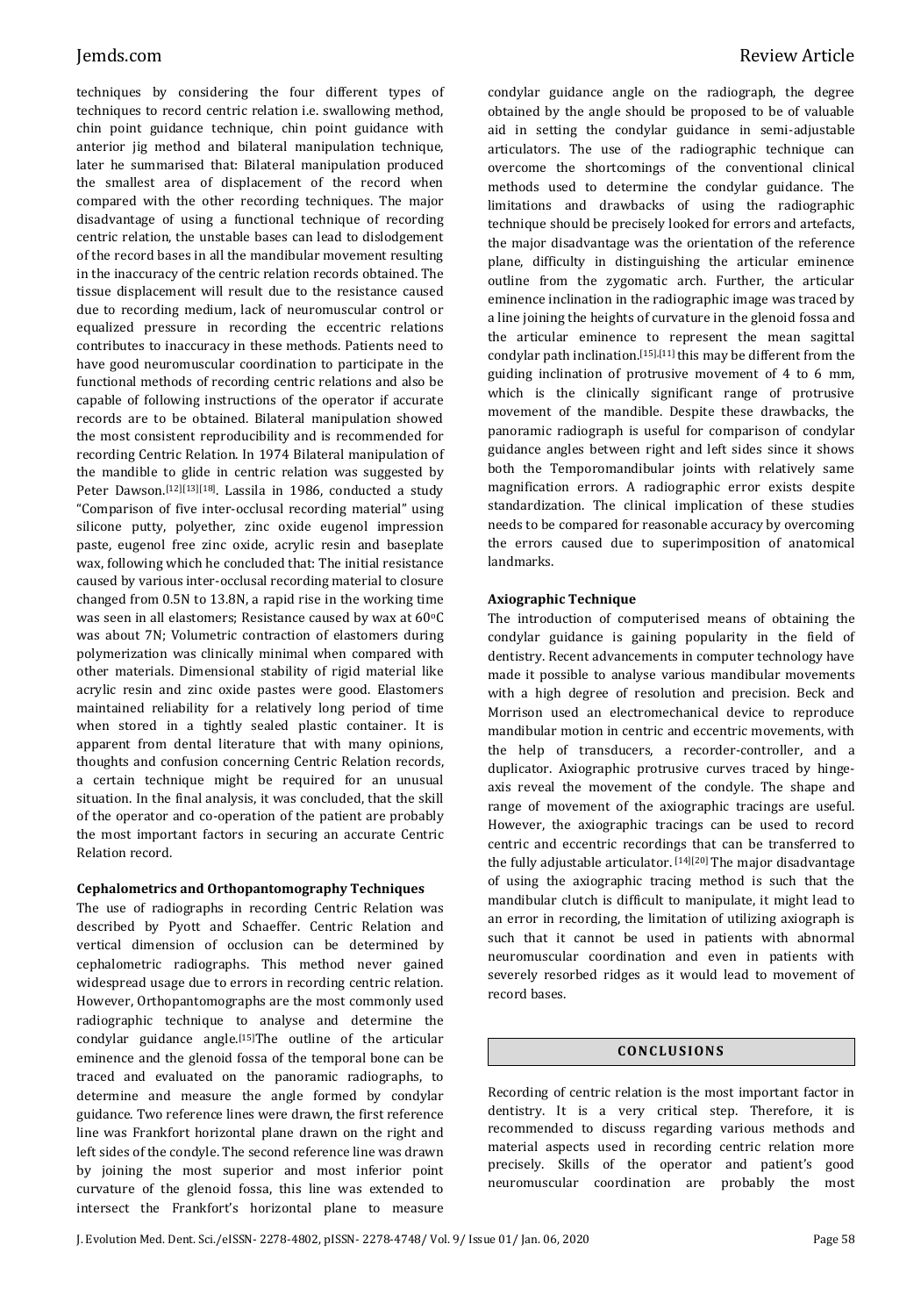techniques by considering the four different types of techniques to record centric relation i.e. swallowing method, chin point guidance technique, chin point guidance with anterior jig method and bilateral manipulation technique, later he summarised that: Bilateral manipulation produced the smallest area of displacement of the record when compared with the other recording techniques. The major disadvantage of using a functional technique of recording centric relation, the unstable bases can lead to dislodgement of the record bases in all the mandibular movement resulting in the inaccuracy of the centric relation records obtained. The tissue displacement will result due to the resistance caused due to recording medium, lack of neuromuscular control or equalized pressure in recording the eccentric relations contributes to inaccuracy in these methods. Patients need to have good neuromuscular coordination to participate in the functional methods of recording centric relations and also be capable of following instructions of the operator if accurate records are to be obtained. Bilateral manipulation showed the most consistent reproducibility and is recommended for recording Centric Relation. In 1974 Bilateral manipulation of the mandible to glide in centric relation was suggested by Peter Dawson.[12][13][18]. Lassila in 1986, conducted a study "Comparison of five inter-occlusal recording material" using silicone putty, polyether, zinc oxide eugenol impression paste, eugenol free zinc oxide, acrylic resin and baseplate wax, following which he concluded that: The initial resistance caused by various inter-occlusal recording material to closure changed from 0.5N to 13.8N, a rapid rise in the working time was seen in all elastomers; Resistance caused by wax at 60°C was about 7N; Volumetric contraction of elastomers during polymerization was clinically minimal when compared with other materials. Dimensional stability of rigid material like acrylic resin and zinc oxide pastes were good. Elastomers maintained reliability for a relatively long period of time when stored in a tightly sealed plastic container. It is apparent from dental literature that with many opinions, thoughts and confusion concerning Centric Relation records, a certain technique might be required for an unusual situation. In the final analysis, it was concluded, that the skill of the operator and co-operation of the patient are probably the most important factors in securing an accurate Centric Relation record.

**Cephalometrics and Orthopantomography Techniques**

The use of radiographs in recording Centric Relation was described by Pyott and Schaeffer. Centric Relation and vertical dimension of occlusion can be determined by cephalometric radiographs. This method never gained widespread usage due to errors in recording centric relation. However, Orthopantomographs are the most commonly used radiographic technique to analyse and determine the condylar guidance angle.[15]The outline of the articular eminence and the glenoid fossa of the temporal bone can be traced and evaluated on the panoramic radiographs, to determine and measure the angle formed by condylar guidance. Two reference lines were drawn, the first reference line was Frankfort horizontal plane drawn on the right and left sides of the condyle. The second reference line was drawn by joining the most superior and most inferior point curvature of the glenoid fossa, this line was extended to intersect the Frankfort's horizontal plane to measure condylar guidance angle on the radiograph, the degree obtained by the angle should be proposed to be of valuable aid in setting the condylar guidance in semi-adjustable articulators. The use of the radiographic technique can overcome the shortcomings of the conventional clinical methods used to determine the condylar guidance. The limitations and drawbacks of using the radiographic technique should be precisely looked for errors and artefacts, the major disadvantage was the orientation of the reference plane, difficulty in distinguishing the articular eminence outline from the zygomatic arch. Further, the articular eminence inclination in the radiographic image was traced by a line joining the heights of curvature in the glenoid fossa and the articular eminence to represent the mean sagittal condylar path inclination.[15],[11] this may be different from the guiding inclination of protrusive movement of 4 to 6 mm, which is the clinically significant range of protrusive movement of the mandible. Despite these drawbacks, the panoramic radiograph is useful for comparison of condylar guidance angles between right and left sides since it shows both the Temporomandibular joints with relatively same magnification errors. A radiographic error exists despite standardization. The clinical implication of these studies needs to be compared for reasonable accuracy by overcoming the errors caused due to superimposition of anatomical landmarks.

**Axiographic Technique**

The introduction of computerised means of obtaining the condylar guidance is gaining popularity in the field of dentistry. Recent advancements in computer technology have made it possible to analyse various mandibular movements with a high degree of resolution and precision. Beck and Morrison used an electromechanical device to reproduce mandibular motion in centric and eccentric movements, with the help of transducers, a recorder-controller, and a duplicator. Axiographic protrusive curves traced by hinge-axis reveal the movement of the condyle. The shape and range of movement of the axiographic tracings are useful. However, the axiographic tracings can be used to record centric and eccentric recordings that can be transferred to the fully adjustable articulator. [14][20] The major disadvantage of using the axiographic tracing method is such that the mandibular clutch is difficult to manipulate, it might lead to an error in recording, the limitation of utilizing axiograph is such that it cannot be used in patients with abnormal neuromuscular coordination and even in patients with severely resorbed ridges as it would lead to movement of record bases.

## CONCLUSIONS

Recording of centric relation is the most important factor in dentistry. It is a very critical step. Therefore, it is recommended to discuss regarding various methods and material aspects used in recording centric relation more precisely. Skills of the operator and patient's good neuromuscular coordination are probably the most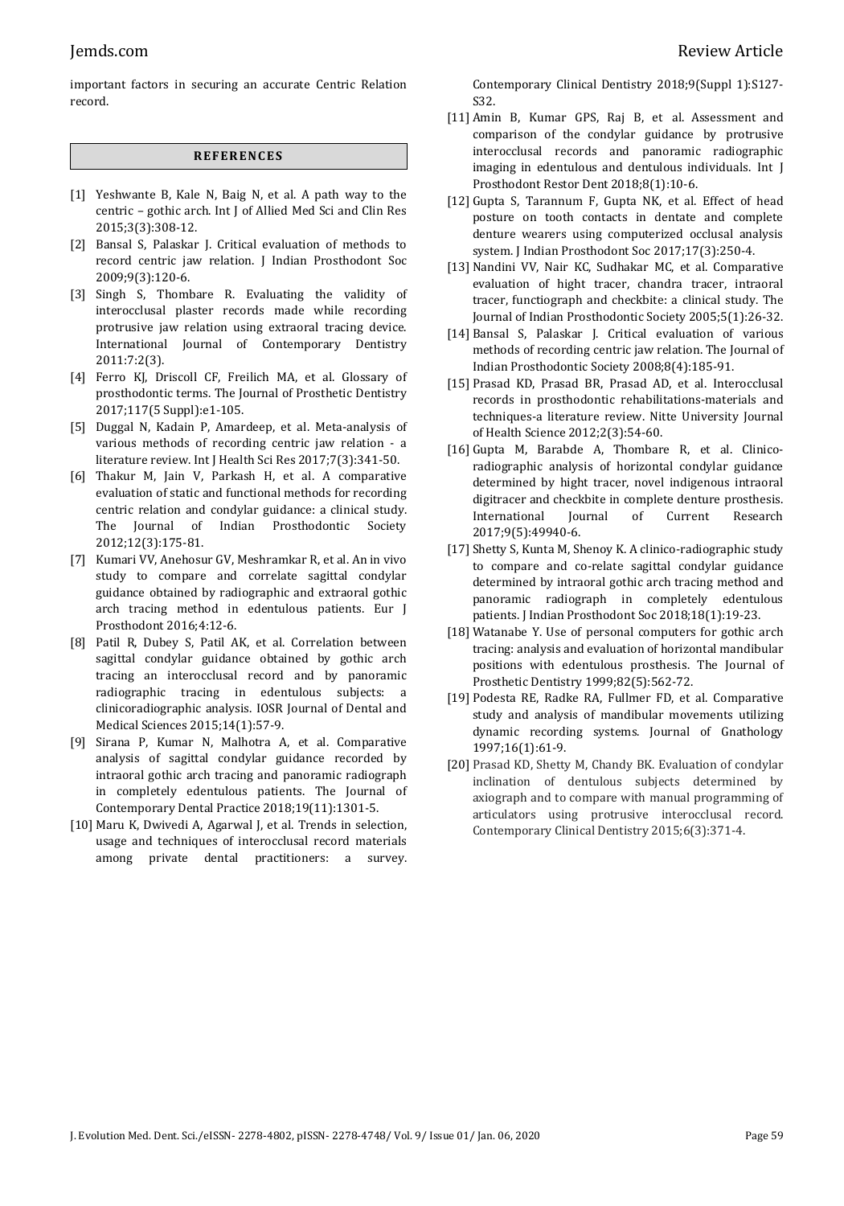important factors in securing an accurate Centric Relation record.

## REFERENCES

[1] Yeshwante B, Kale N, Baig N, et al. A path way to the centric – gothic arch. Int J of Allied Med Sci and Clin Res 2015;3(3):308-12.

[2] Bansal S, Palaskar J. Critical evaluation of methods to record centric jaw relation. J Indian Prosthodont Soc 2009;9(3):120-6.

[3] Singh S, Thombare R. Evaluating the validity of interocclusal plaster records made while recording protrusive jaw relation using extraoral tracing device. International Journal of Contemporary Dentistry 2011:7:2(3).

[4] Ferro KJ, Driscoll CF, Freilich MA, et al. Glossary of prosthodontic terms. The Journal of Prosthetic Dentistry 2017;117(5 Suppl):e1-105.

[5] Duggal N, Kadain P, Amardeep, et al. Meta-analysis of various methods of recording centric jaw relation - a literature review. Int J Health Sci Res 2017;7(3):341-50.

[6] Thakur M, Jain V, Parkash H, et al. A comparative evaluation of static and functional methods for recording centric relation and condylar guidance: a clinical study. The Journal of Indian Prosthodontic Society 2012;12(3):175-81.

[7] Kumari VV, Anehosur GV, Meshramkar R, et al. An in vivo study to compare and correlate sagittal condylar guidance obtained by radiographic and extraoral gothic arch tracing method in edentulous patients. Eur J Prosthodont 2016;4:12-6.

[8] Patil R, Dubey S, Patil AK, et al. Correlation between sagittal condylar guidance obtained by gothic arch tracing an interocclusal record and by panoramic radiographic tracing in edentulous subjects: a clinicoradiographic analysis. IOSR Journal of Dental and Medical Sciences 2015;14(1):57-9.

[9] Sirana P, Kumar N, Malhotra A, et al. Comparative analysis of sagittal condylar guidance recorded by intraoral gothic arch tracing and panoramic radiograph in completely edentulous patients. The Journal of Contemporary Dental Practice 2018;19(11):1301-5.

[10] Maru K, Dwivedi A, Agarwal J, et al. Trends in selection, usage and techniques of interocclusal record materials among private dental practitioners: a survey. Contemporary Clinical Dentistry 2018;9(Suppl 1):S127-S32.

[11] Amin B, Kumar GPS, Raj B, et al. Assessment and comparison of the condylar guidance by protrusive interocclusal records and panoramic radiographic imaging in edentulous and dentulous individuals. Int J Prosthodont Restor Dent 2018;8(1):10-6.

[12] Gupta S, Tarannum F, Gupta NK, et al. Effect of head posture on tooth contacts in dentate and complete denture wearers using computerized occlusal analysis system. J Indian Prosthodont Soc 2017;17(3):250-4.

[13] Nandini VV, Nair KC, Sudhakar MC, et al. Comparative evaluation of hight tracer, chandra tracer, intraoral tracer, functiograph and checkbite: a clinical study. The Journal of Indian Prosthodontic Society 2005;5(1):26-32.

[14] Bansal S, Palaskar J. Critical evaluation of various methods of recording centric jaw relation. The Journal of Indian Prosthodontic Society 2008;8(4):185-91.

[15] Prasad KD, Prasad BR, Prasad AD, et al. Interocclusal records in prosthodontic rehabilitations-materials and techniques-a literature review. Nitte University Journal of Health Science 2012;2(3):54-60.

[16] Gupta M, Barabde A, Thombare R, et al. Clinico-radiographic analysis of horizontal condylar guidance determined by hight tracer, novel indigenous intraoral digitracer and checkbite in complete denture prosthesis. International Journal of Current Research 2017;9(5):49940-6.

[17] Shetty S, Kunta M, Shenoy K. A clinico-radiographic study to compare and co-relate sagittal condylar guidance determined by intraoral gothic arch tracing method and panoramic radiograph in completely edentulous patients. J Indian Prosthodont Soc 2018;18(1):19-23.

[18] Watanabe Y. Use of personal computers for gothic arch tracing: analysis and evaluation of horizontal mandibular positions with edentulous prosthesis. The Journal of Prosthetic Dentistry 1999;82(5):562-72.

[19] Podesta RE, Radke RA, Fullmer FD, et al. Comparative study and analysis of mandibular movements utilizing dynamic recording systems. Journal of Gnathology 1997;16(1):61-9.

[20] Prasad KD, Shetty M, Chandy BK. Evaluation of condylar inclination of dentulous subjects determined by axiograph and to compare with manual programming of articulators using protrusive interocclusal record. Contemporary Clinical Dentistry 2015;6(3):371-4.